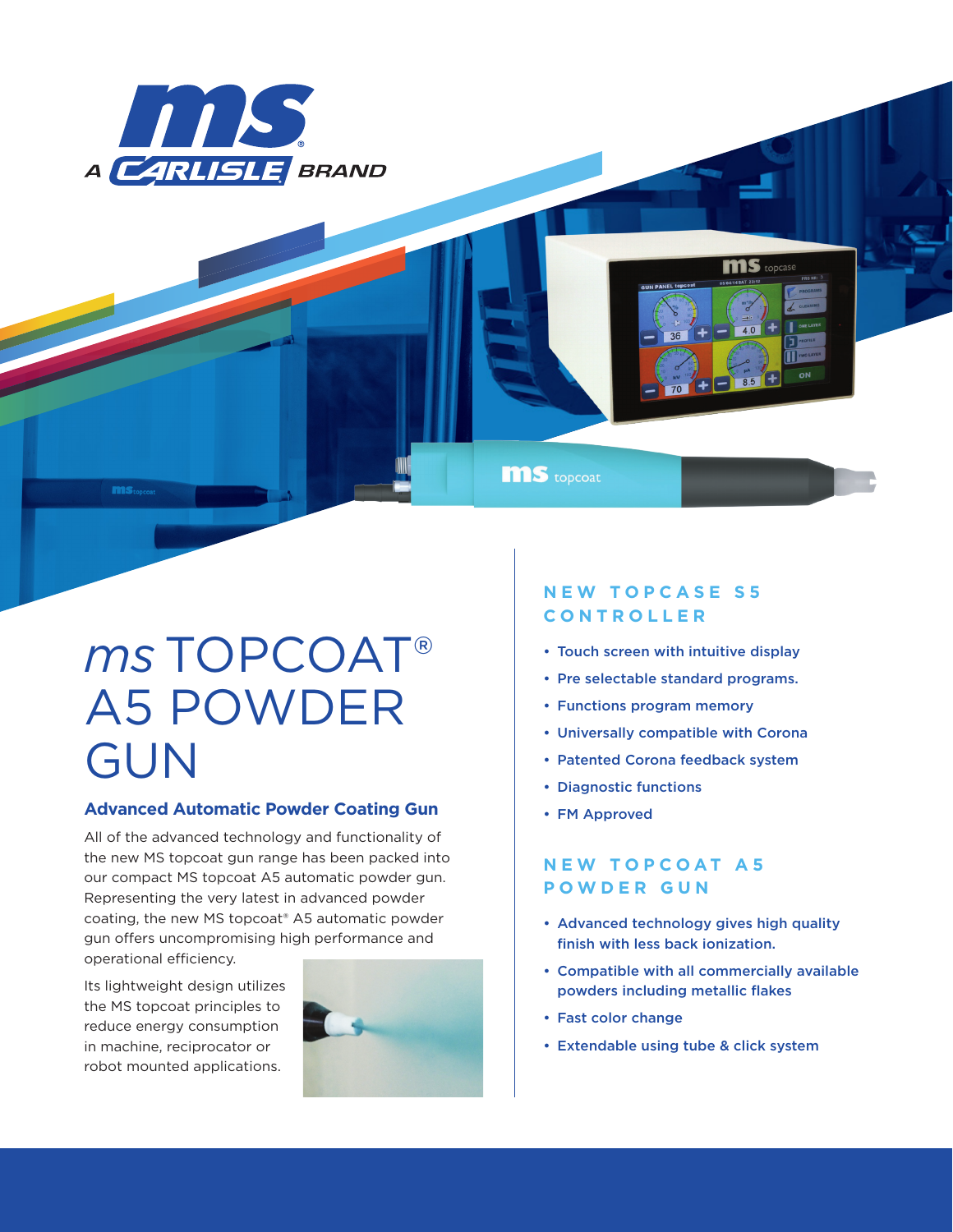# *ms* TOPCOAT® A5 POWDER GUN

## Advanced Automatic Powder Coating Gun

All of the advanced technology and functionality of the new MS topcoat gun range has been packed into our compact MS topcoat A5 automatic powder gun. Representing the very latest in advanced powder coating, the new MS topcoat® A5 automatic powder gun offers uncompromising high performance and operational efficiency.

Its lightweight design utilizes the MS topcoat principles to reduce energy consumption in machine, reciprocator or robot mounted applications.

## NEW TOPCASE S5 CONTROLLER

- Touch screen with intuitive display
- Pre selectable standard programs.
- Functions program memory
- Universally compatible with Corona
- Patented Corona feedback system
- Diagnostic functions
- FM Approved

## NEW TOPCOAT A5 POWDER GUN

- Advanced technology gives high quality finish with less back ionization.
- Compatible with all commercially available powders including metallic flakes
- Fast color change
- Extendable using tube & click system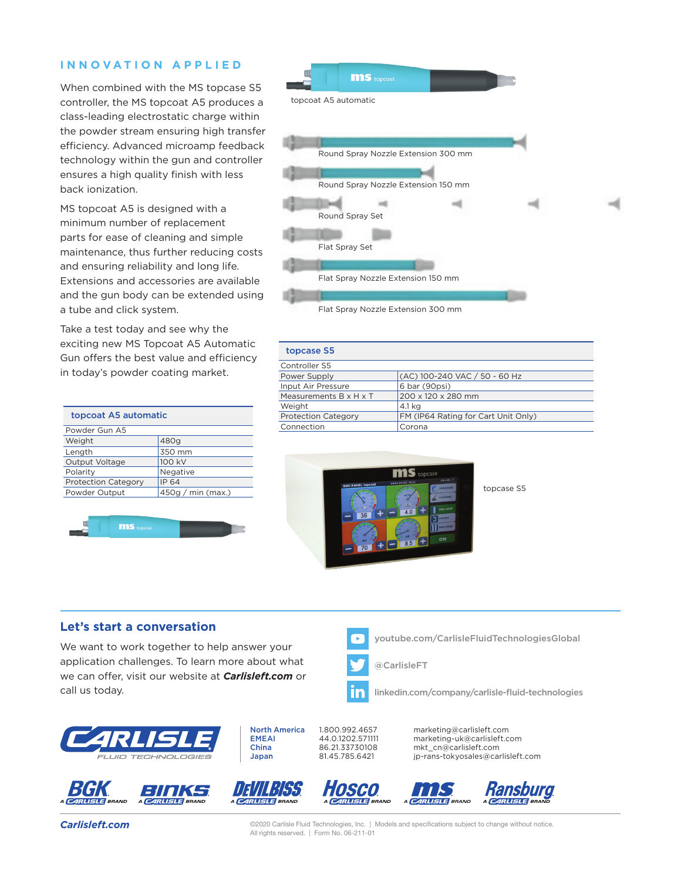## INNOVATION APPLIED

When combined with the MS topcase S5 controller, the MS topcoat A5 produces a class-leading electrostatic charge within the powder stream ensuring high transfer efficiency. Advanced microamp feedback technology within the gun and controller ensures a high quality finish with less back ionization.

MS topcoat A5 is designed with a minimum number of replacement parts for ease of cleaning and simple maintenance, thus further reducing costs and ensuring reliability and long life. Extensions and accessories are available and the gun body can be extended using a tube and click system.

Take a test today and see why the exciting new MS Topcoat A5 Automatic Gun offers the best value and efficiency in today's powder coating market.

### topcoat A5 automatic

| Powder Gun A5 | |
|---|---|
| Weight | 480g |
| Length | 350 mm |
| Output Voltage | 100 kV |
| Polarity | Negative |
| Protection Category | IP 64 |
| Powder Output | 450g / min (max.) |

topcoat A5 automatic

Round Spray Nozzle Extension 300 mm

Round Spray Nozzle Extension 150 mm

Round Spray Set

Flat Spray Set

Flat Spray Nozzle Extension 150 mm

Flat Spray Nozzle Extension 300 mm

### topcase S5

| Controller S5 | |
|---|---|
| Power Supply | (AC) 100-240 VAC / 50 - 60 Hz |
| Input Air Pressure | 6 bar (90psi) |
| Measurements B x H x T | 200 x 120 x 280 mm |
| Weight | 4.1 kg |
| Protection Category | FM (IP64 Rating for Cart Unit Only) |
| Connection | Corona |

topcase S5

## Let's start a conversation

We want to work together to help answer your application challenges. To learn more about what we can offer, visit our website at ***Carlisleft.com*** or call us today.

youtube.com/CarlisleFluidTechnologiesGlobal

@CarlisleFT

linkedin.com/company/carlisle-fluid-technologies

CARLISLE FLUID TECHNOLOGIES

| | | |
|---|---|---|
| North America | 1.800.992.4657 | marketing@carlisleft.com |
| EMEAI | 44.0.1202.571111 | marketing-uk@carlisleft.com |
| China | 86.21.33730108 | mkt_cn@carlisleft.com |
| Japan | 81.45.785.6421 | jp-rans-tokyosales@carlisleft.com |

BGK A CARLISLE BRAND | BINKS A CARLISLE BRAND | DEVILBISS A CARLISLE BRAND | Hosco A CARLISLE BRAND | ms A CARLISLE BRAND | Ransburg A CARLISLE BRAND

**Carlisleft.com**

©2020 Carlisle Fluid Technologies, Inc. | Models and specifications subject to change without notice.
All rights reserved. | Form No. 06-211-01